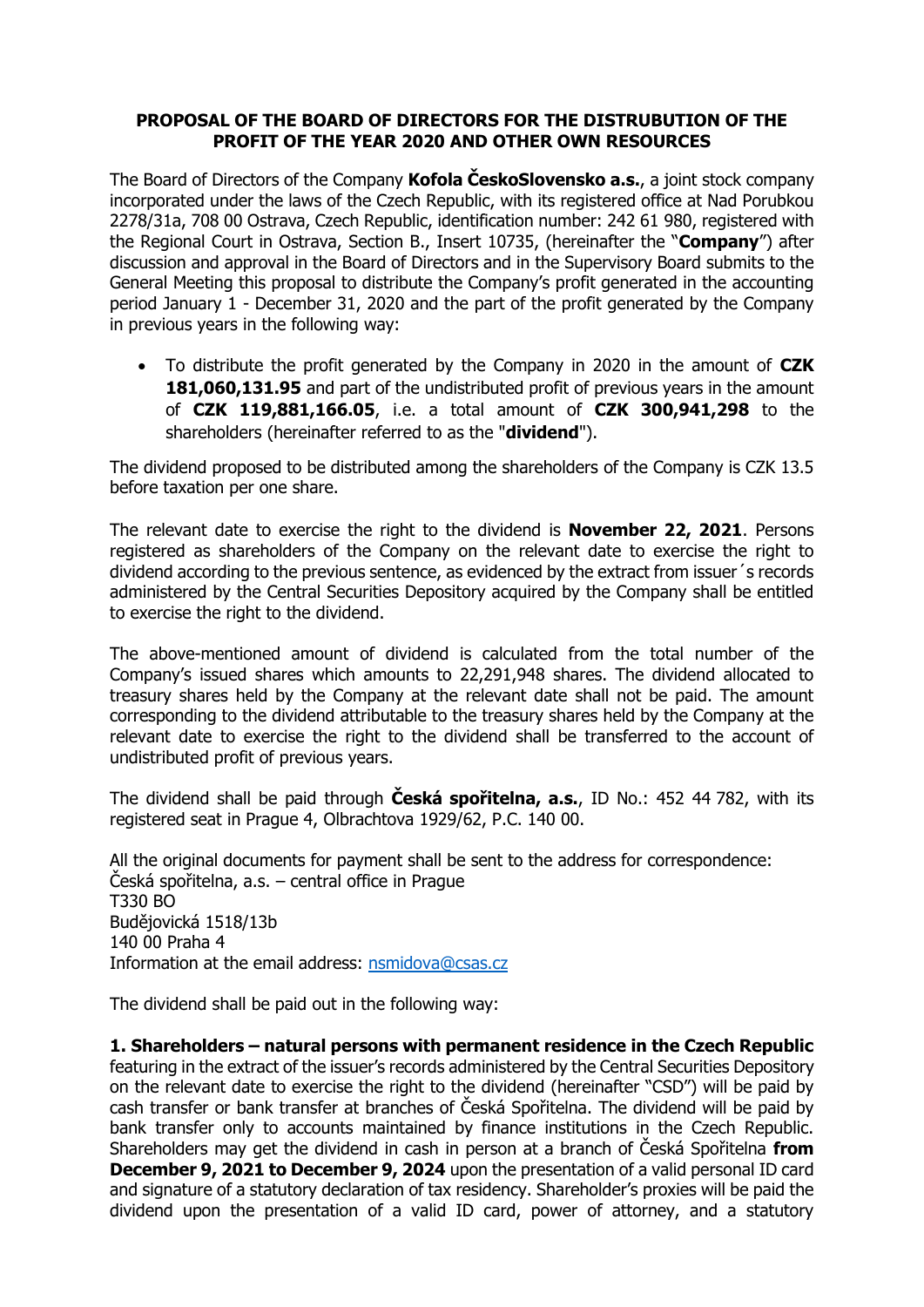**PROPOSAL OF THE BOARD OF DIRECTORS FOR THE DISTRUBUTION OF THE PROFIT OF THE YEAR 2020 AND OTHER OWN RESOURCES**

The Board of Directors of the Company **Kofola ČeskoSlovensko a.s.**, a joint stock company incorporated under the laws of the Czech Republic, with its registered office at Nad Porubkou 2278/31a, 708 00 Ostrava, Czech Republic, identification number: 242 61 980, registered with the Regional Court in Ostrava, Section B., Insert 10735, (hereinafter the "**Company**") after discussion and approval in the Board of Directors and in the Supervisory Board submits to the General Meeting this proposal to distribute the Company's profit generated in the accounting period January 1 - December 31, 2020 and the part of the profit generated by the Company in previous years in the following way:

- To distribute the profit generated by the Company in 2020 in the amount of **CZK 181,060,131.95** and part of the undistributed profit of previous years in the amount of **CZK 119,881,166.05**, i.e. a total amount of **CZK 300,941,298** to the shareholders (hereinafter referred to as the "**dividend**").

The dividend proposed to be distributed among the shareholders of the Company is CZK 13.5 before taxation per one share.

The relevant date to exercise the right to the dividend is **November 22, 2021**. Persons registered as shareholders of the Company on the relevant date to exercise the right to dividend according to the previous sentence, as evidenced by the extract from issuer´s records administered by the Central Securities Depository acquired by the Company shall be entitled to exercise the right to the dividend.

The above-mentioned amount of dividend is calculated from the total number of the Company's issued shares which amounts to 22,291,948 shares. The dividend allocated to treasury shares held by the Company at the relevant date shall not be paid. The amount corresponding to the dividend attributable to the treasury shares held by the Company at the relevant date to exercise the right to the dividend shall be transferred to the account of undistributed profit of previous years.

The dividend shall be paid through **Česká spořitelna, a.s.**, ID No.: 452 44 782, with its registered seat in Prague 4, Olbrachtova 1929/62, P.C. 140 00.

All the original documents for payment shall be sent to the address for correspondence:
Česká spořitelna, a.s. – central office in Prague
T330 BO
Budějovická 1518/13b
140 00 Praha 4
Information at the email address: nsmidova@csas.cz

The dividend shall be paid out in the following way:

**1. Shareholders – natural persons with permanent residence in the Czech Republic** featuring in the extract of the issuer's records administered by the Central Securities Depository on the relevant date to exercise the right to the dividend (hereinafter "CSD") will be paid by cash transfer or bank transfer at branches of Česká Spořitelna. The dividend will be paid by bank transfer only to accounts maintained by finance institutions in the Czech Republic. Shareholders may get the dividend in cash in person at a branch of Česká Spořitelna **from December 9, 2021 to December 9, 2024** upon the presentation of a valid personal ID card and signature of a statutory declaration of tax residency. Shareholder's proxies will be paid the dividend upon the presentation of a valid ID card, power of attorney, and a statutory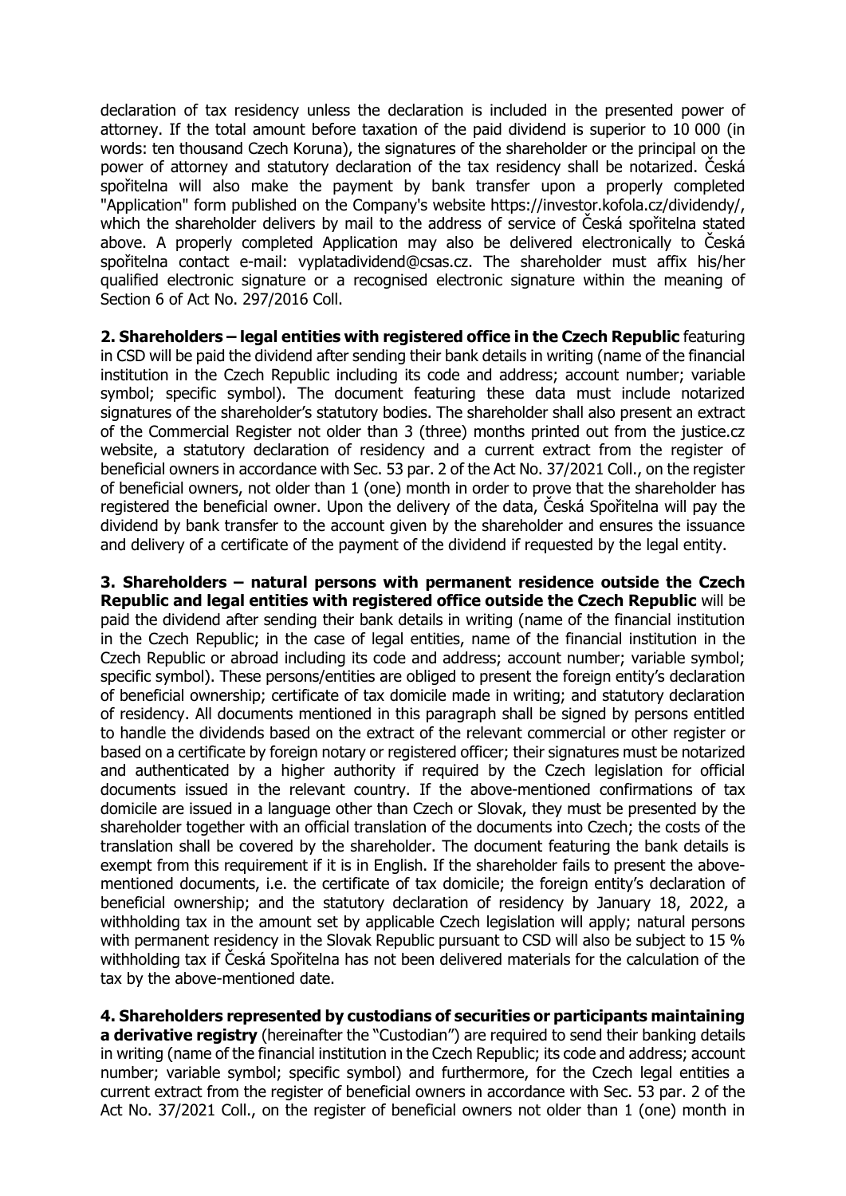declaration of tax residency unless the declaration is included in the presented power of attorney. If the total amount before taxation of the paid dividend is superior to 10 000 (in words: ten thousand Czech Koruna), the signatures of the shareholder or the principal on the power of attorney and statutory declaration of the tax residency shall be notarized. Česká spořitelna will also make the payment by bank transfer upon a properly completed "Application" form published on the Company's website https://investor.kofola.cz/dividendy/, which the shareholder delivers by mail to the address of service of Česká spořitelna stated above. A properly completed Application may also be delivered electronically to Česká spořitelna contact e-mail: vyplatadividend@csas.cz. The shareholder must affix his/her qualified electronic signature or a recognised electronic signature within the meaning of Section 6 of Act No. 297/2016 Coll.

**2. Shareholders – legal entities with registered office in the Czech Republic** featuring in CSD will be paid the dividend after sending their bank details in writing (name of the financial institution in the Czech Republic including its code and address; account number; variable symbol; specific symbol). The document featuring these data must include notarized signatures of the shareholder's statutory bodies. The shareholder shall also present an extract of the Commercial Register not older than 3 (three) months printed out from the justice.cz website, a statutory declaration of residency and a current extract from the register of beneficial owners in accordance with Sec. 53 par. 2 of the Act No. 37/2021 Coll., on the register of beneficial owners, not older than 1 (one) month in order to prove that the shareholder has registered the beneficial owner. Upon the delivery of the data, Česká Spořitelna will pay the dividend by bank transfer to the account given by the shareholder and ensures the issuance and delivery of a certificate of the payment of the dividend if requested by the legal entity.

**3. Shareholders – natural persons with permanent residence outside the Czech Republic and legal entities with registered office outside the Czech Republic** will be paid the dividend after sending their bank details in writing (name of the financial institution in the Czech Republic; in the case of legal entities, name of the financial institution in the Czech Republic or abroad including its code and address; account number; variable symbol; specific symbol). These persons/entities are obliged to present the foreign entity's declaration of beneficial ownership; certificate of tax domicile made in writing; and statutory declaration of residency. All documents mentioned in this paragraph shall be signed by persons entitled to handle the dividends based on the extract of the relevant commercial or other register or based on a certificate by foreign notary or registered officer; their signatures must be notarized and authenticated by a higher authority if required by the Czech legislation for official documents issued in the relevant country. If the above-mentioned confirmations of tax domicile are issued in a language other than Czech or Slovak, they must be presented by the shareholder together with an official translation of the documents into Czech; the costs of the translation shall be covered by the shareholder. The document featuring the bank details is exempt from this requirement if it is in English. If the shareholder fails to present the above-mentioned documents, i.e. the certificate of tax domicile; the foreign entity's declaration of beneficial ownership; and the statutory declaration of residency by January 18, 2022, a withholding tax in the amount set by applicable Czech legislation will apply; natural persons with permanent residency in the Slovak Republic pursuant to CSD will also be subject to 15 % withholding tax if Česká Spořitelna has not been delivered materials for the calculation of the tax by the above-mentioned date.

**4. Shareholders represented by custodians of securities or participants maintaining a derivative registry** (hereinafter the "Custodian") are required to send their banking details in writing (name of the financial institution in the Czech Republic; its code and address; account number; variable symbol; specific symbol) and furthermore, for the Czech legal entities a current extract from the register of beneficial owners in accordance with Sec. 53 par. 2 of the Act No. 37/2021 Coll., on the register of beneficial owners not older than 1 (one) month in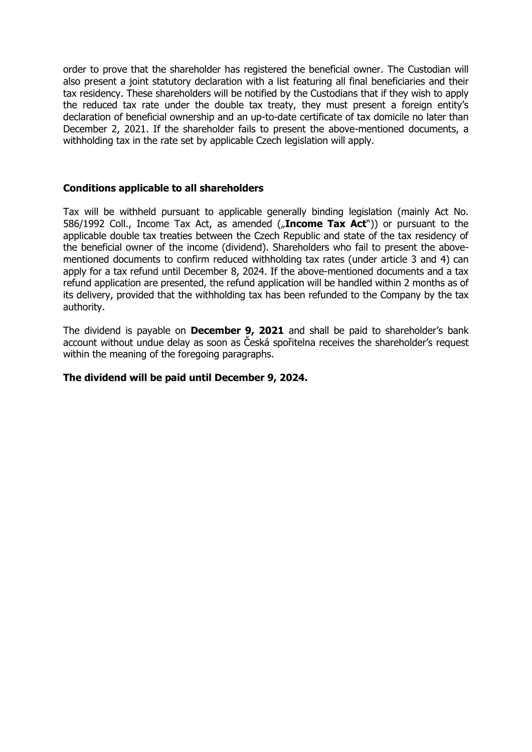order to prove that the shareholder has registered the beneficial owner. The Custodian will also present a joint statutory declaration with a list featuring all final beneficiaries and their tax residency. These shareholders will be notified by the Custodians that if they wish to apply the reduced tax rate under the double tax treaty, they must present a foreign entity's declaration of beneficial ownership and an up-to-date certificate of tax domicile no later than December 2, 2021. If the shareholder fails to present the above-mentioned documents, a withholding tax in the rate set by applicable Czech legislation will apply.

**Conditions applicable to all shareholders**

Tax will be withheld pursuant to applicable generally binding legislation (mainly Act No. 586/1992 Coll., Income Tax Act, as amended („**Income Tax Act**")) or pursuant to the applicable double tax treaties between the Czech Republic and state of the tax residency of the beneficial owner of the income (dividend). Shareholders who fail to present the above-mentioned documents to confirm reduced withholding tax rates (under article 3 and 4) can apply for a tax refund until December 8, 2024. If the above-mentioned documents and a tax refund application are presented, the refund application will be handled within 2 months as of its delivery, provided that the withholding tax has been refunded to the Company by the tax authority.

The dividend is payable on **December 9, 2021** and shall be paid to shareholder's bank account without undue delay as soon as Česká spořitelna receives the shareholder's request within the meaning of the foregoing paragraphs.

**The dividend will be paid until December 9, 2024.**